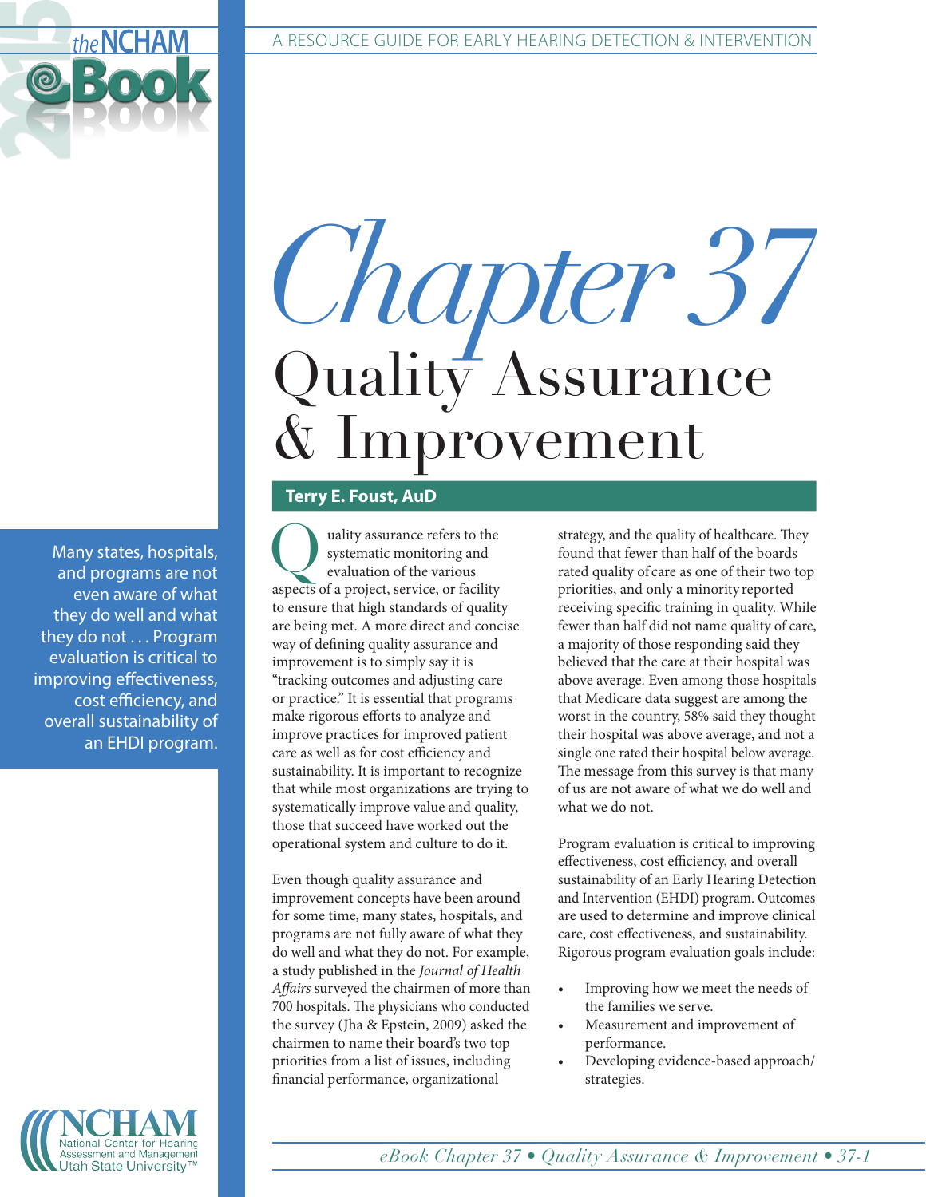# Chapter 37 Quality Assurance & Improvement

**Terry E. Foust, AuD**

> Many states, hospitals, and programs are not even aware of what they do well and what they do not . . . Program evaluation is critical to improving effectiveness, cost efficiency, and overall sustainability of an EHDI program.

Quality assurance refers to the systematic monitoring and evaluation of the various aspects of a project, service, or facility to ensure that high standards of quality are being met. A more direct and concise way of defining quality assurance and improvement is to simply say it is "tracking outcomes and adjusting care or practice." It is essential that programs make rigorous efforts to analyze and improve practices for improved patient care as well as for cost efficiency and sustainability. It is important to recognize that while most organizations are trying to systematically improve value and quality, those that succeed have worked out the operational system and culture to do it.

Even though quality assurance and improvement concepts have been around for some time, many states, hospitals, and programs are not fully aware of what they do well and what they do not. For example, a study published in the *Journal of Health Affairs* surveyed the chairmen of more than 700 hospitals. The physicians who conducted the survey (Jha & Epstein, 2009) asked the chairmen to name their board's two top priorities from a list of issues, including financial performance, organizational strategy, and the quality of healthcare. They found that fewer than half of the boards rated quality of care as one of their two top priorities, and only a minority reported receiving specific training in quality. While fewer than half did not name quality of care, a majority of those responding said they believed that the care at their hospital was above average. Even among those hospitals that Medicare data suggest are among the worst in the country, 58% said they thought their hospital was above average, and not a single one rated their hospital below average. The message from this survey is that many of us are not aware of what we do well and what we do not.

Program evaluation is critical to improving effectiveness, cost efficiency, and overall sustainability of an Early Hearing Detection and Intervention (EHDI) program. Outcomes are used to determine and improve clinical care, cost effectiveness, and sustainability. Rigorous program evaluation goals include:

- Improving how we meet the needs of the families we serve.
- Measurement and improvement of performance.
- Developing evidence-based approach/strategies.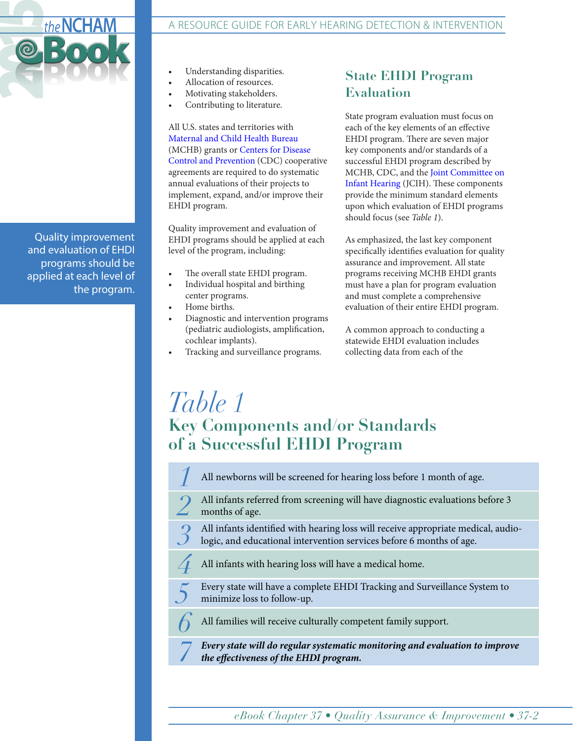- Understanding disparities.
- Allocation of resources.
- Motivating stakeholders.
- Contributing to literature.

All U.S. states and territories with Maternal and Child Health Bureau (MCHB) grants or Centers for Disease Control and Prevention (CDC) cooperative agreements are required to do systematic annual evaluations of their projects to implement, expand, and/or improve their EHDI program.

Quality improvement and evaluation of EHDI programs should be applied at each level of the program, including:

- The overall state EHDI program.
- Individual hospital and birthing center programs.
- Home births.
- Diagnostic and intervention programs (pediatric audiologists, amplification, cochlear implants).
- Tracking and surveillance programs.

Quality improvement and evaluation of EHDI programs should be applied at each level of the program.

## State EHDI Program Evaluation

State program evaluation must focus on each of the key elements of an effective EHDI program. There are seven major key components and/or standards of a successful EHDI program described by MCHB, CDC, and the Joint Committee on Infant Hearing (JCIH). These components provide the minimum standard elements upon which evaluation of EHDI programs should focus (see *Table 1*).

As emphasized, the last key component specifically identifies evaluation for quality assurance and improvement. All state programs receiving MCHB EHDI grants must have a plan for program evaluation and must complete a comprehensive evaluation of their entire EHDI program.

A common approach to conducting a statewide EHDI evaluation includes collecting data from each of the

## *Table 1*
## Key Components and/or Standards of a Successful EHDI Program

| | |
|---|---|
| 1 | All newborns will be screened for hearing loss before 1 month of age. |
| 2 | All infants referred from screening will have diagnostic evaluations before 3 months of age. |
| 3 | All infants identified with hearing loss will receive appropriate medical, audiologic, and educational intervention services before 6 months of age. |
| 4 | All infants with hearing loss will have a medical home. |
| 5 | Every state will have a complete EHDI Tracking and Surveillance System to minimize loss to follow-up. |
| 6 | All families will receive culturally competent family support. |
| 7 | ***Every state will do regular systematic monitoring and evaluation to improve the effectiveness of the EHDI program.*** |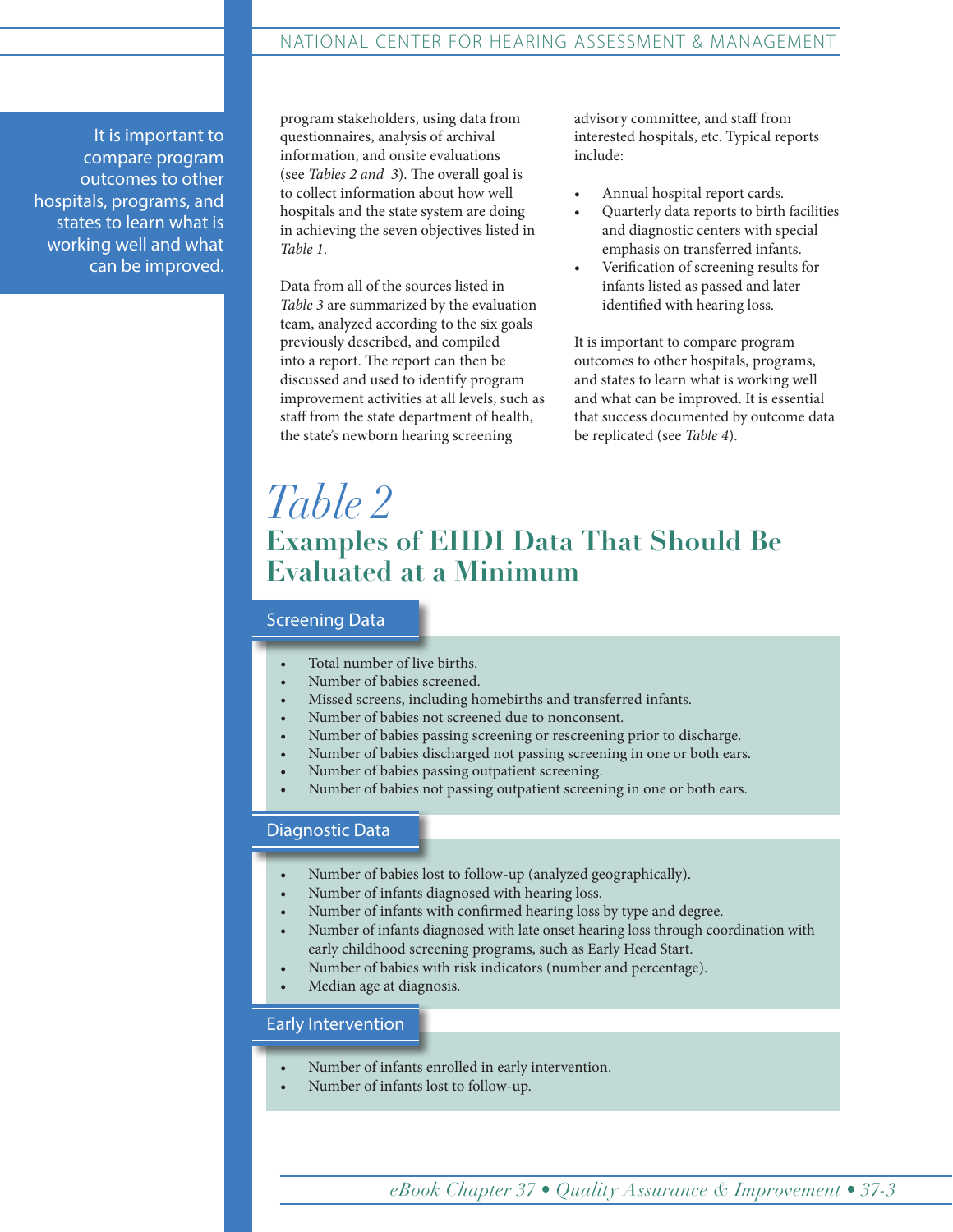It is important to compare program outcomes to other hospitals, programs, and states to learn what is working well and what can be improved.

program stakeholders, using data from questionnaires, analysis of archival information, and onsite evaluations (see *Tables 2 and 3*). The overall goal is to collect information about how well hospitals and the state system are doing in achieving the seven objectives listed in *Table 1*.

Data from all of the sources listed in *Table 3* are summarized by the evaluation team, analyzed according to the six goals previously described, and compiled into a report. The report can then be discussed and used to identify program improvement activities at all levels, such as staff from the state department of health, the state's newborn hearing screening advisory committee, and staff from interested hospitals, etc. Typical reports include:

- Annual hospital report cards.
- Quarterly data reports to birth facilities and diagnostic centers with special emphasis on transferred infants.
- Verification of screening results for infants listed as passed and later identified with hearing loss.

It is important to compare program outcomes to other hospitals, programs, and states to learn what is working well and what can be improved. It is essential that success documented by outcome data be replicated (see *Table 4*).

# *Table 2*

## Examples of EHDI Data That Should Be Evaluated at a Minimum

### Screening Data

- Total number of live births.
- Number of babies screened.
- Missed screens, including homebirths and transferred infants.
- Number of babies not screened due to nonconsent.
- Number of babies passing screening or rescreening prior to discharge.
- Number of babies discharged not passing screening in one or both ears.
- Number of babies passing outpatient screening.
- Number of babies not passing outpatient screening in one or both ears.

### Diagnostic Data

- Number of babies lost to follow-up (analyzed geographically).
- Number of infants diagnosed with hearing loss.
- Number of infants with confirmed hearing loss by type and degree.
- Number of infants diagnosed with late onset hearing loss through coordination with early childhood screening programs, such as Early Head Start.
- Number of babies with risk indicators (number and percentage).
- Median age at diagnosis.

### Early Intervention

- Number of infants enrolled in early intervention.
- Number of infants lost to follow-up.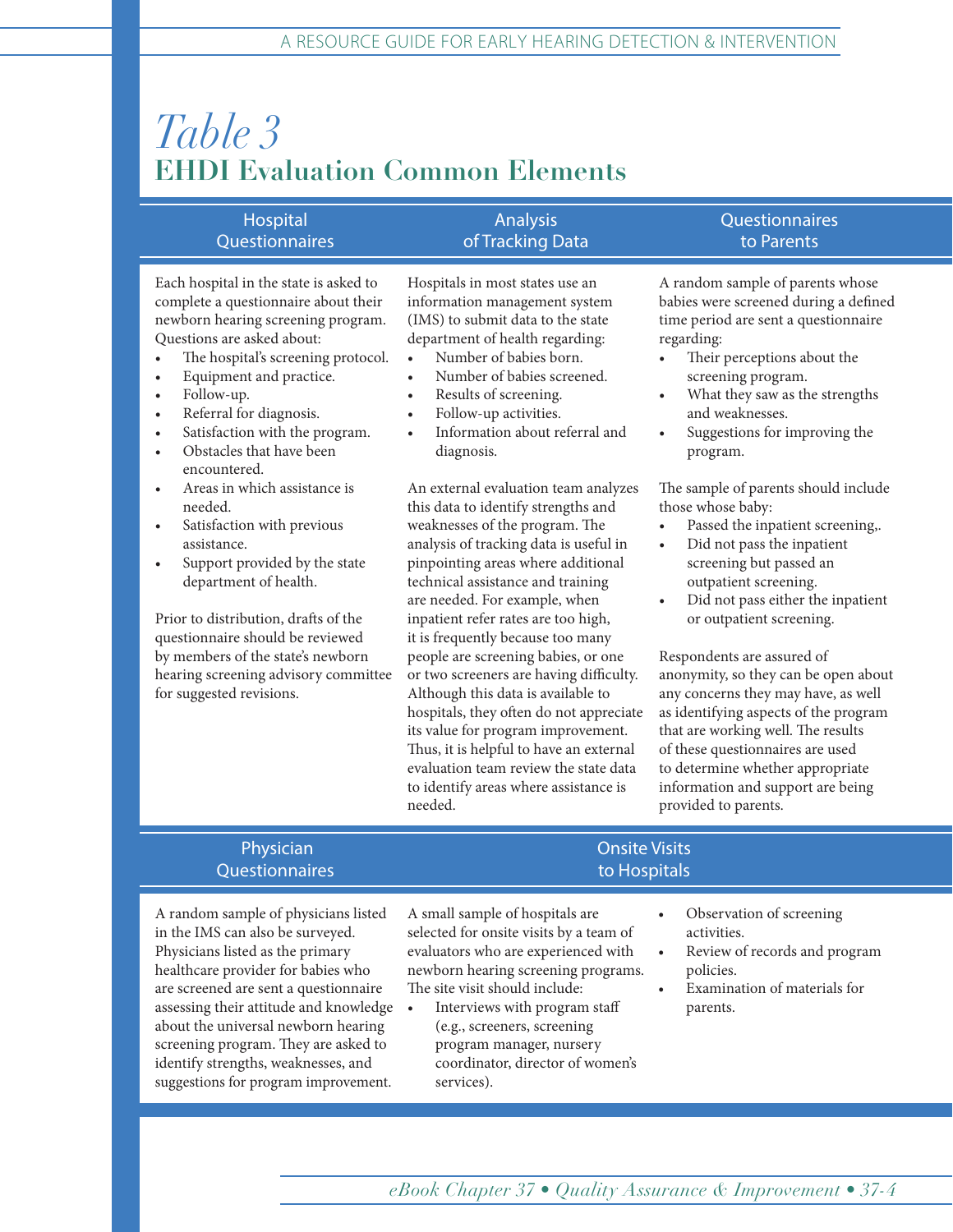# *Table 3*
## EHDI Evaluation Common Elements

### Hospital Questionnaires

Each hospital in the state is asked to complete a questionnaire about their newborn hearing screening program. Questions are asked about:

- The hospital's screening protocol.
- Equipment and practice.
- Follow-up.
- Referral for diagnosis.
- Satisfaction with the program.
- Obstacles that have been encountered.
- Areas in which assistance is needed.
- Satisfaction with previous assistance.
- Support provided by the state department of health.

Prior to distribution, drafts of the questionnaire should be reviewed by members of the state's newborn hearing screening advisory committee for suggested revisions.

### Analysis of Tracking Data

Hospitals in most states use an information management system (IMS) to submit data to the state department of health regarding:

- Number of babies born.
- Number of babies screened.
- Results of screening.
- Follow-up activities.
- Information about referral and diagnosis.

An external evaluation team analyzes this data to identify strengths and weaknesses of the program. The analysis of tracking data is useful in pinpointing areas where additional technical assistance and training are needed. For example, when inpatient refer rates are too high, it is frequently because too many people are screening babies, or one or two screeners are having difficulty. Although this data is available to hospitals, they often do not appreciate its value for program improvement. Thus, it is helpful to have an external evaluation team review the state data to identify areas where assistance is needed.

### Questionnaires to Parents

A random sample of parents whose babies were screened during a defined time period are sent a questionnaire regarding:

- Their perceptions about the screening program.
- What they saw as the strengths and weaknesses.
- Suggestions for improving the program.

The sample of parents should include those whose baby:

- Passed the inpatient screening,.
- Did not pass the inpatient screening but passed an outpatient screening.
- Did not pass either the inpatient or outpatient screening.

Respondents are assured of anonymity, so they can be open about any concerns they may have, as well as identifying aspects of the program that are working well. The results of these questionnaires are used to determine whether appropriate information and support are being provided to parents.

### Physician Questionnaires

A random sample of physicians listed in the IMS can also be surveyed. Physicians listed as the primary healthcare provider for babies who are screened are sent a questionnaire assessing their attitude and knowledge about the universal newborn hearing screening program. They are asked to identify strengths, weaknesses, and suggestions for program improvement.

### Onsite Visits to Hospitals

A small sample of hospitals are selected for onsite visits by a team of evaluators who are experienced with newborn hearing screening programs. The site visit should include:

- Interviews with program staff (e.g., screeners, screening program manager, nursery coordinator, director of women's services).
- Observation of screening activities.
- Review of records and program policies.
- Examination of materials for parents.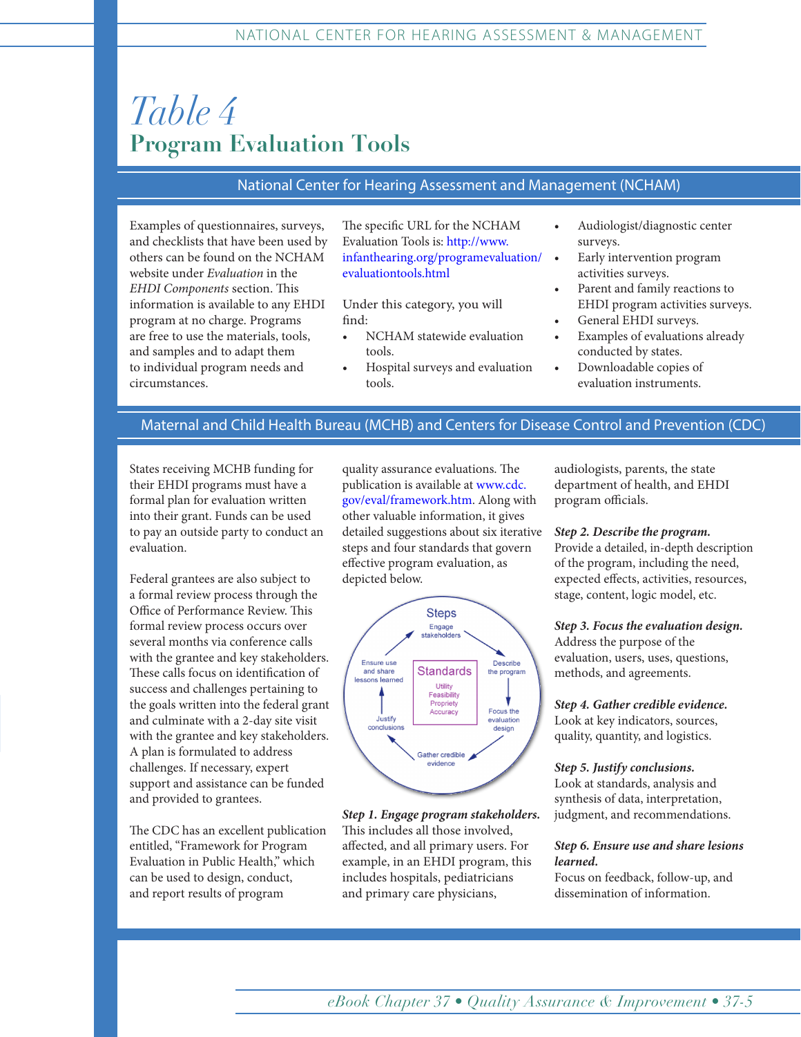# *Table 4*
## Program Evaluation Tools

### National Center for Hearing Assessment and Management (NCHAM)

Examples of questionnaires, surveys, and checklists that have been used by others can be found on the NCHAM website under *Evaluation* in the *EHDI Components* section. This information is available to any EHDI program at no charge. Programs are free to use the materials, tools, and samples and to adapt them to individual program needs and circumstances.

The specific URL for the NCHAM Evaluation Tools is: http://www.infanthearing.org/programevaluation/evaluationtools.html

Under this category, you will find:

- NCHAM statewide evaluation tools.
- Hospital surveys and evaluation tools.
- Audiologist/diagnostic center surveys.
- Early intervention program activities surveys.
- Parent and family reactions to EHDI program activities surveys.
- General EHDI surveys.
- Examples of evaluations already conducted by states.
- Downloadable copies of evaluation instruments.

### Maternal and Child Health Bureau (MCHB) and Centers for Disease Control and Prevention (CDC)

States receiving MCHB funding for their EHDI programs must have a formal plan for evaluation written into their grant. Funds can be used to pay an outside party to conduct an evaluation.

Federal grantees are also subject to a formal review process through the Office of Performance Review. This formal review process occurs over several months via conference calls with the grantee and key stakeholders. These calls focus on identification of success and challenges pertaining to the goals written into the federal grant and culminate with a 2-day site visit with the grantee and key stakeholders. A plan is formulated to address challenges. If necessary, expert support and assistance can be funded and provided to grantees.

The CDC has an excellent publication entitled, "Framework for Program Evaluation in Public Health," which can be used to design, conduct, and report results of program quality assurance evaluations. The publication is available at www.cdc.gov/eval/framework.htm. Along with other valuable information, it gives detailed suggestions about six iterative steps and four standards that govern effective program evaluation, as depicted below.

Steps: Engage stakeholders → Describe the program → Focus the evaluation design → Gather credible evidence → Justify conclusions → Ensure use and share lessons learned

Standards: Utility, Feasibility, Propriety, Accuracy

***Step 1. Engage program stakeholders.***
This includes all those involved, affected, and all primary users. For example, in an EHDI program, this includes hospitals, pediatricians and primary care physicians, audiologists, parents, the state department of health, and EHDI program officials.

***Step 2. Describe the program.***
Provide a detailed, in-depth description of the program, including the need, expected effects, activities, resources, stage, content, logic model, etc.

***Step 3. Focus the evaluation design.***
Address the purpose of the evaluation, users, uses, questions, methods, and agreements.

***Step 4. Gather credible evidence.***
Look at key indicators, sources, quality, quantity, and logistics.

***Step 5. Justify conclusions.***
Look at standards, analysis and synthesis of data, interpretation, judgment, and recommendations.

***Step 6. Ensure use and share lesions learned.***
Focus on feedback, follow-up, and dissemination of information.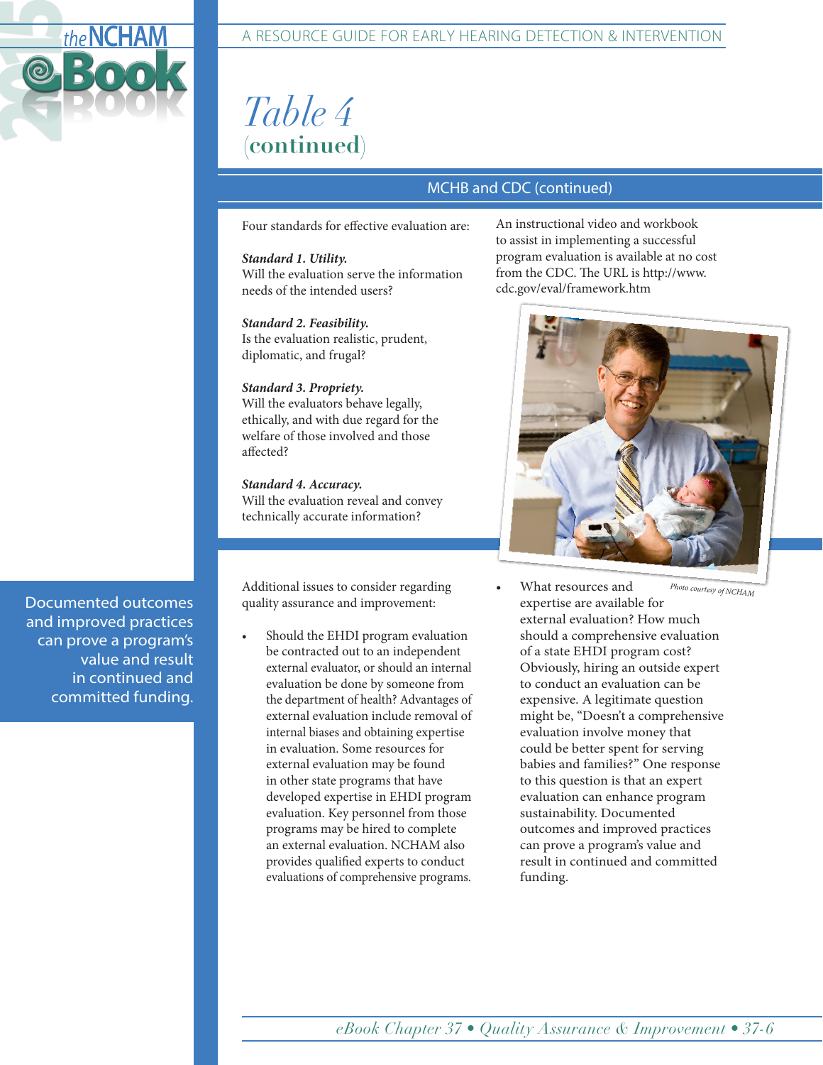# Table 4 (continued)

## MCHB and CDC (continued)

Four standards for effective evaluation are:

***Standard 1. Utility.***
Will the evaluation serve the information needs of the intended users?

***Standard 2. Feasibility.***
Is the evaluation realistic, prudent, diplomatic, and frugal?

***Standard 3. Propriety.***
Will the evaluators behave legally, ethically, and with due regard for the welfare of those involved and those affected?

***Standard 4. Accuracy.***
Will the evaluation reveal and convey technically accurate information?

An instructional video and workbook to assist in implementing a successful program evaluation is available at no cost from the CDC. The URL is http://www.cdc.gov/eval/framework.htm

*Photo courtesy of NCHAM*

Documented outcomes and improved practices can prove a program's value and result in continued and committed funding.

Additional issues to consider regarding quality assurance and improvement:

- Should the EHDI program evaluation be contracted out to an independent external evaluator, or should an internal evaluation be done by someone from the department of health? Advantages of external evaluation include removal of internal biases and obtaining expertise in evaluation. Some resources for external evaluation may be found in other state programs that have developed expertise in EHDI program evaluation. Key personnel from those programs may be hired to complete an external evaluation. NCHAM also provides qualified experts to conduct evaluations of comprehensive programs.
- What resources and expertise are available for external evaluation? How much should a comprehensive evaluation of a state EHDI program cost? Obviously, hiring an outside expert to conduct an evaluation can be expensive. A legitimate question might be, "Doesn't a comprehensive evaluation involve money that could be better spent for serving babies and families?" One response to this question is that an expert evaluation can enhance program sustainability. Documented outcomes and improved practices can prove a program's value and result in continued and committed funding.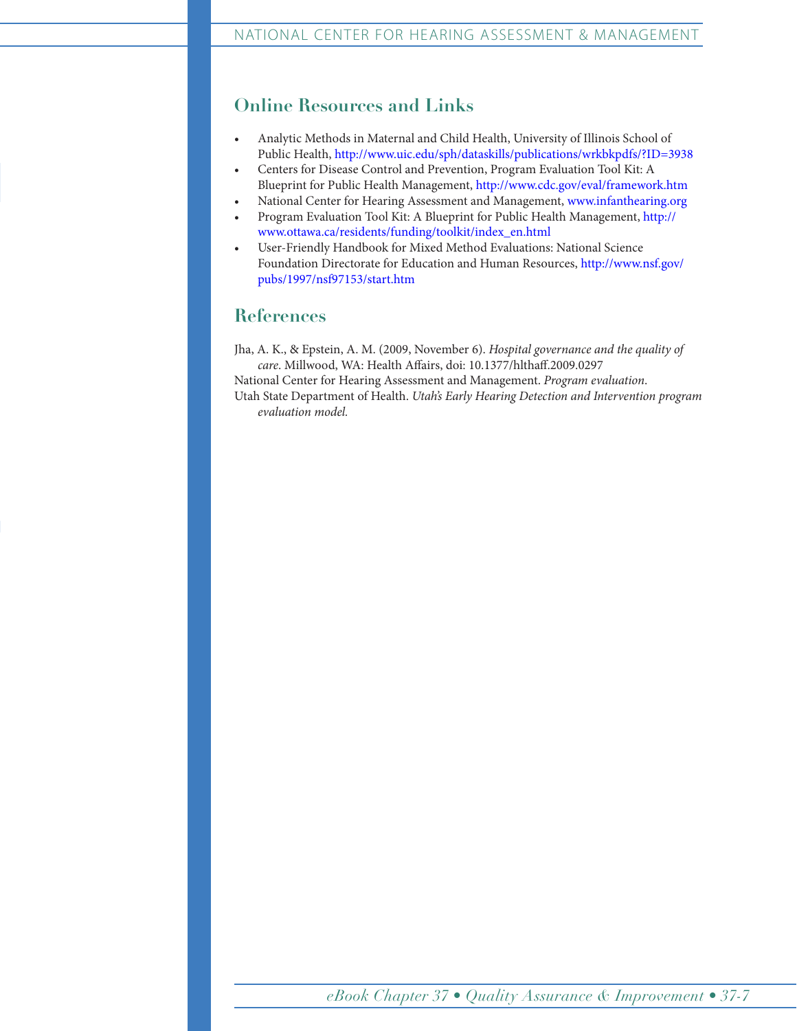## Online Resources and Links

- Analytic Methods in Maternal and Child Health, University of Illinois School of Public Health, http://www.uic.edu/sph/dataskills/publications/wrkbkpdfs/?ID=3938
- Centers for Disease Control and Prevention, Program Evaluation Tool Kit: A Blueprint for Public Health Management, http://www.cdc.gov/eval/framework.htm
- National Center for Hearing Assessment and Management, www.infanthearing.org
- Program Evaluation Tool Kit: A Blueprint for Public Health Management, http://www.ottawa.ca/residents/funding/toolkit/index_en.html
- User-Friendly Handbook for Mixed Method Evaluations: National Science Foundation Directorate for Education and Human Resources, http://www.nsf.gov/pubs/1997/nsf97153/start.htm

## References

Jha, A. K., & Epstein, A. M. (2009, November 6). *Hospital governance and the quality of care*. Millwood, WA: Health Affairs, doi: 10.1377/hlthaff.2009.0297

National Center for Hearing Assessment and Management. *Program evaluation*.

Utah State Department of Health. *Utah's Early Hearing Detection and Intervention program evaluation model.*